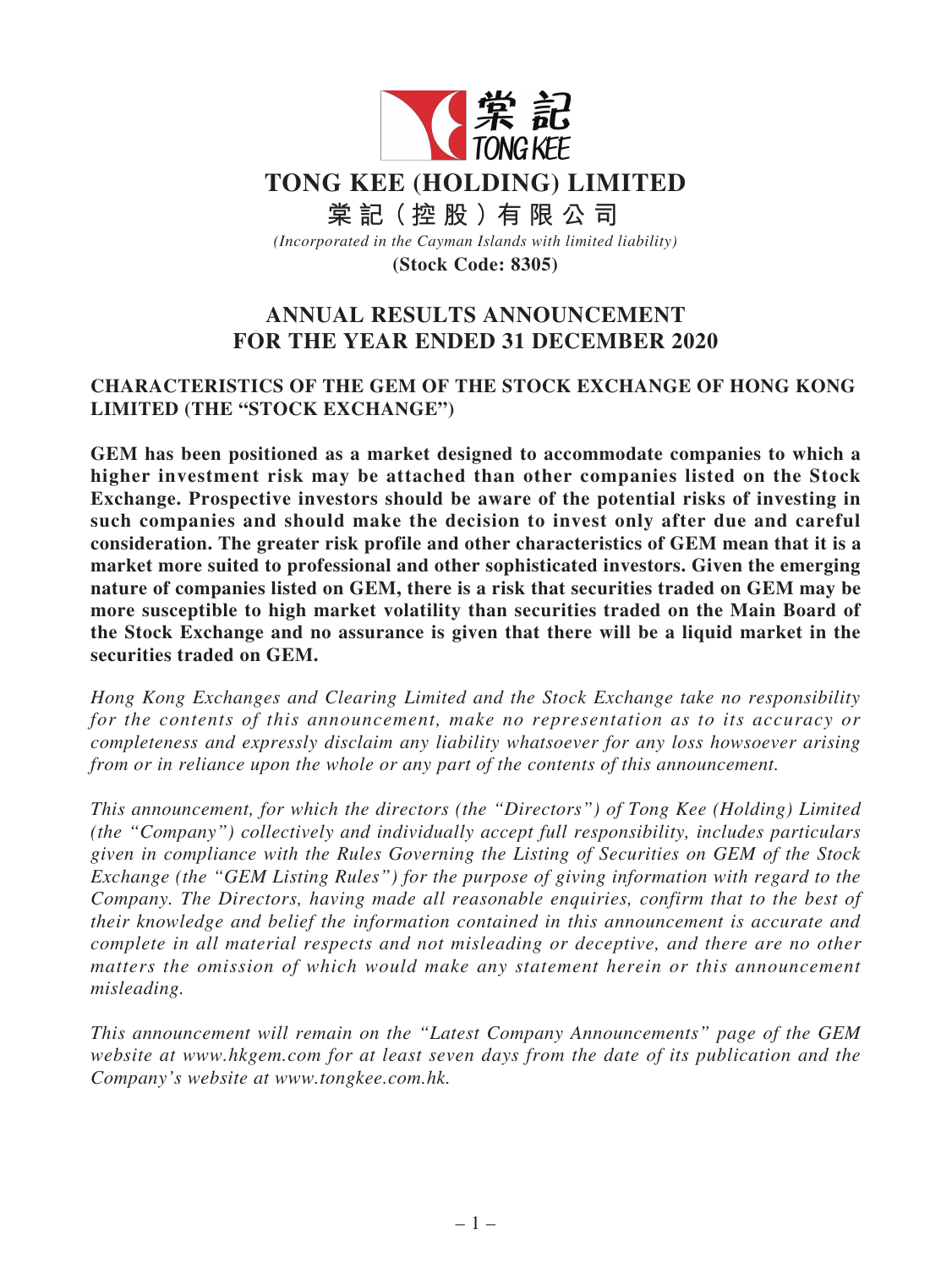棠記 TONG KEE

# TONG KEE (HOLDING) LIMITED

# 棠記（控股）有限公司

*(Incorporated in the Cayman Islands with limited liability)*

**(Stock Code: 8305)**

## ANNUAL RESULTS ANNOUNCEMENT FOR THE YEAR ENDED 31 DECEMBER 2020

### CHARACTERISTICS OF THE GEM OF THE STOCK EXCHANGE OF HONG KONG LIMITED (THE "STOCK EXCHANGE")

**GEM has been positioned as a market designed to accommodate companies to which a higher investment risk may be attached than other companies listed on the Stock Exchange. Prospective investors should be aware of the potential risks of investing in such companies and should make the decision to invest only after due and careful consideration. The greater risk profile and other characteristics of GEM mean that it is a market more suited to professional and other sophisticated investors. Given the emerging nature of companies listed on GEM, there is a risk that securities traded on GEM may be more susceptible to high market volatility than securities traded on the Main Board of the Stock Exchange and no assurance is given that there will be a liquid market in the securities traded on GEM.**

*Hong Kong Exchanges and Clearing Limited and the Stock Exchange take no responsibility for the contents of this announcement, make no representation as to its accuracy or completeness and expressly disclaim any liability whatsoever for any loss howsoever arising from or in reliance upon the whole or any part of the contents of this announcement.*

*This announcement, for which the directors (the "Directors") of Tong Kee (Holding) Limited (the "Company") collectively and individually accept full responsibility, includes particulars given in compliance with the Rules Governing the Listing of Securities on GEM of the Stock Exchange (the "GEM Listing Rules") for the purpose of giving information with regard to the Company. The Directors, having made all reasonable enquiries, confirm that to the best of their knowledge and belief the information contained in this announcement is accurate and complete in all material respects and not misleading or deceptive, and there are no other matters the omission of which would make any statement herein or this announcement misleading.*

*This announcement will remain on the "Latest Company Announcements" page of the GEM website at www.hkgem.com for at least seven days from the date of its publication and the Company's website at www.tongkee.com.hk.*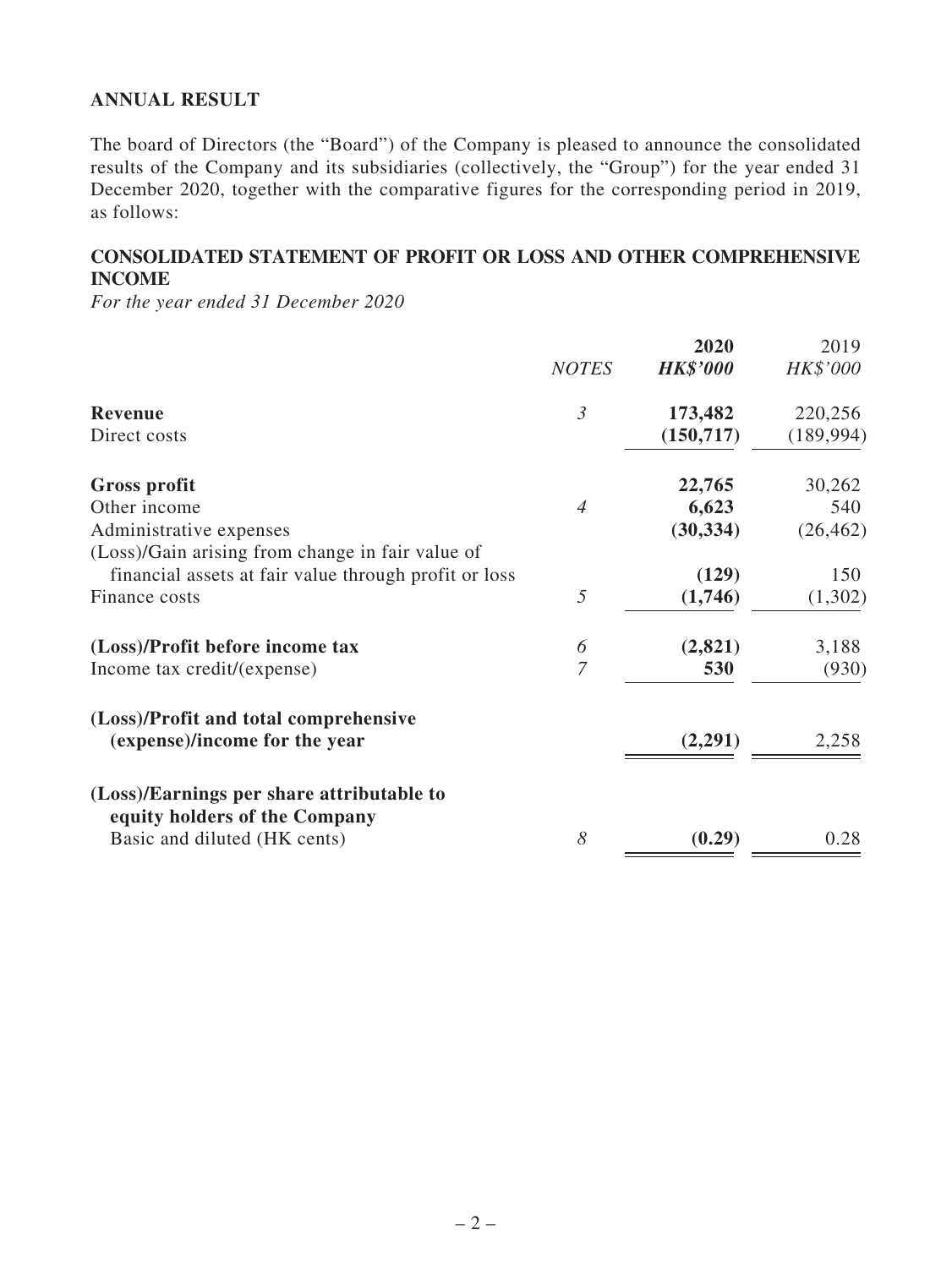## ANNUAL RESULT

The board of Directors (the "Board") of the Company is pleased to announce the consolidated results of the Company and its subsidiaries (collectively, the "Group") for the year ended 31 December 2020, together with the comparative figures for the corresponding period in 2019, as follows:

## CONSOLIDATED STATEMENT OF PROFIT OR LOSS AND OTHER COMPREHENSIVE INCOME

*For the year ended 31 December 2020*

| | *NOTES* | **2020** | 2019 |
|---|---|---|---|
| | | ***HK$'000*** | *HK$'000* |
| **Revenue** | *3* | **173,482** | 220,256 |
| Direct costs | | **(150,717)** | (189,994) |
| **Gross profit** | | **22,765** | 30,262 |
| Other income | *4* | **6,623** | 540 |
| Administrative expenses | | **(30,334)** | (26,462) |
| (Loss)/Gain arising from change in fair value of financial assets at fair value through profit or loss | | **(129)** | 150 |
| Finance costs | *5* | **(1,746)** | (1,302) |
| **(Loss)/Profit before income tax** | *6* | **(2,821)** | 3,188 |
| Income tax credit/(expense) | *7* | **530** | (930) |
| **(Loss)/Profit and total comprehensive (expense)/income for the year** | | **(2,291)** | 2,258 |
| **(Loss)/Earnings per share attributable to equity holders of the Company** | | | |
| Basic and diluted (HK cents) | *8* | **(0.29)** | 0.28 |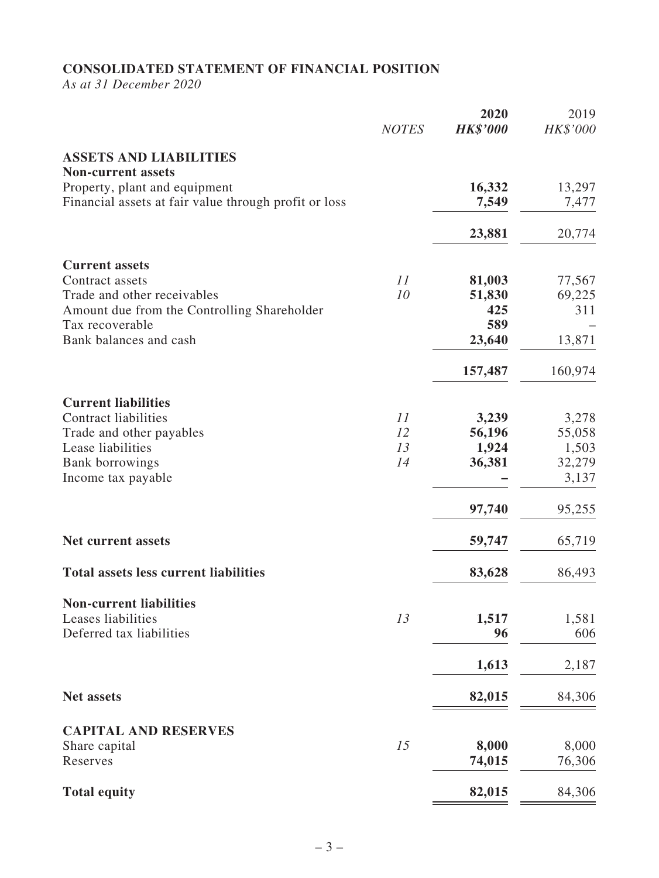## CONSOLIDATED STATEMENT OF FINANCIAL POSITION

*As at 31 December 2020*

| | *NOTES* | **2020** *HK$'000* | 2019 *HK$'000* |
|---|---|---|---|
| **ASSETS AND LIABILITIES** | | | |
| **Non-current assets** | | | |
| Property, plant and equipment | | **16,332** | 13,297 |
| Financial assets at fair value through profit or loss | | **7,549** | 7,477 |
| | | **23,881** | 20,774 |
| **Current assets** | | | |
| Contract assets | *11* | **81,003** | 77,567 |
| Trade and other receivables | *10* | **51,830** | 69,225 |
| Amount due from the Controlling Shareholder | | **425** | 311 |
| Tax recoverable | | **589** | – |
| Bank balances and cash | | **23,640** | 13,871 |
| | | **157,487** | 160,974 |
| **Current liabilities** | | | |
| Contract liabilities | *11* | **3,239** | 3,278 |
| Trade and other payables | *12* | **56,196** | 55,058 |
| Lease liabilities | *13* | **1,924** | 1,503 |
| Bank borrowings | *14* | **36,381** | 32,279 |
| Income tax payable | | **–** | 3,137 |
| | | **97,740** | 95,255 |
| **Net current assets** | | **59,747** | 65,719 |
| **Total assets less current liabilities** | | **83,628** | 86,493 |
| **Non-current liabilities** | | | |
| Leases liabilities | *13* | **1,517** | 1,581 |
| Deferred tax liabilities | | **96** | 606 |
| | | **1,613** | 2,187 |
| **Net assets** | | **82,015** | 84,306 |
| **CAPITAL AND RESERVES** | | | |
| Share capital | *15* | **8,000** | 8,000 |
| Reserves | | **74,015** | 76,306 |
| **Total equity** | | **82,015** | 84,306 |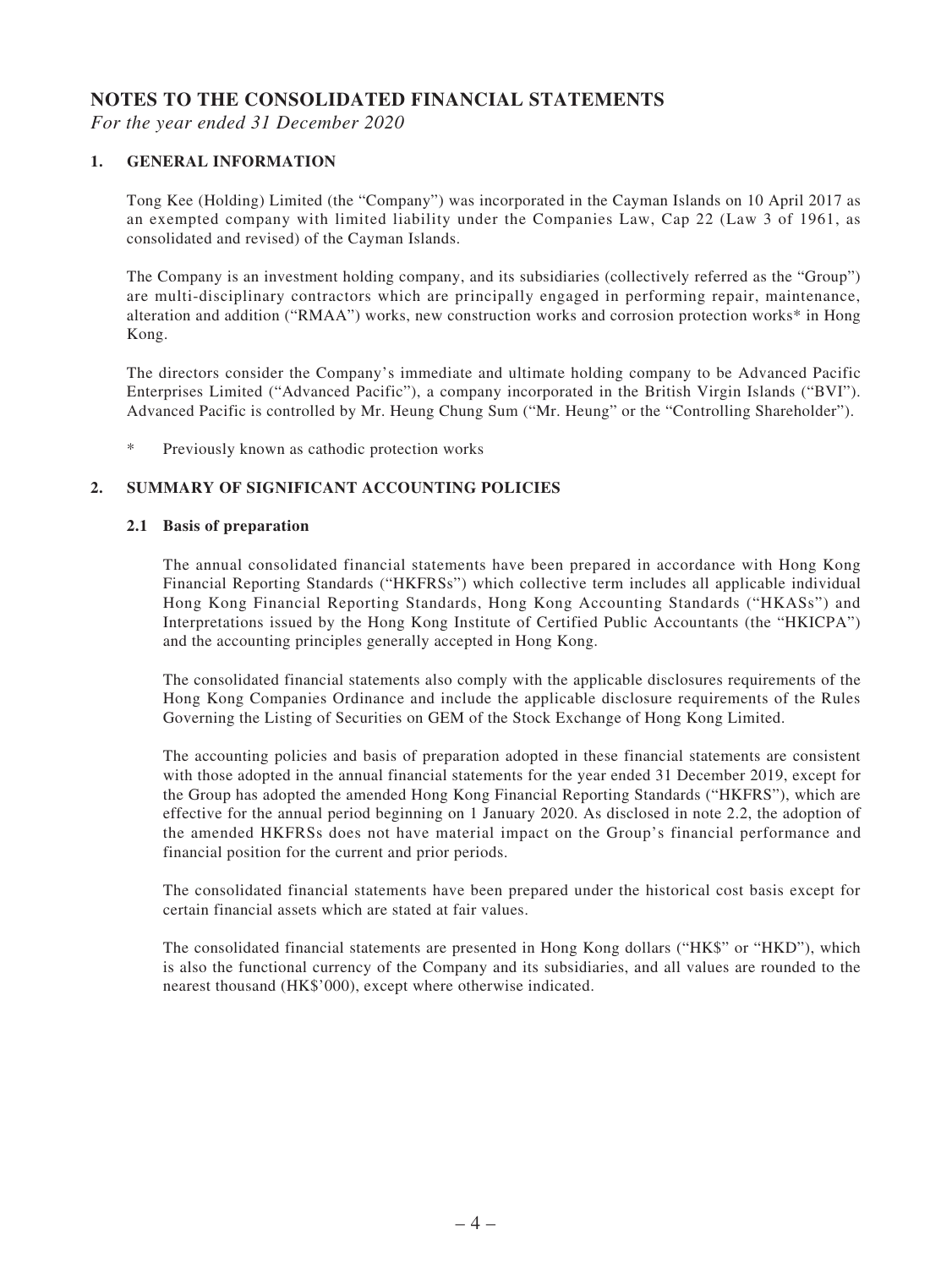# NOTES TO THE CONSOLIDATED FINANCIAL STATEMENTS

*For the year ended 31 December 2020*

## 1. GENERAL INFORMATION

Tong Kee (Holding) Limited (the "Company") was incorporated in the Cayman Islands on 10 April 2017 as an exempted company with limited liability under the Companies Law, Cap 22 (Law 3 of 1961, as consolidated and revised) of the Cayman Islands.

The Company is an investment holding company, and its subsidiaries (collectively referred as the "Group") are multi-disciplinary contractors which are principally engaged in performing repair, maintenance, alteration and addition ("RMAA") works, new construction works and corrosion protection works* in Hong Kong.

The directors consider the Company's immediate and ultimate holding company to be Advanced Pacific Enterprises Limited ("Advanced Pacific"), a company incorporated in the British Virgin Islands ("BVI"). Advanced Pacific is controlled by Mr. Heung Chung Sum ("Mr. Heung" or the "Controlling Shareholder").

\* Previously known as cathodic protection works

## 2. SUMMARY OF SIGNIFICANT ACCOUNTING POLICIES

### 2.1 Basis of preparation

The annual consolidated financial statements have been prepared in accordance with Hong Kong Financial Reporting Standards ("HKFRSs") which collective term includes all applicable individual Hong Kong Financial Reporting Standards, Hong Kong Accounting Standards ("HKASs") and Interpretations issued by the Hong Kong Institute of Certified Public Accountants (the "HKICPA") and the accounting principles generally accepted in Hong Kong.

The consolidated financial statements also comply with the applicable disclosures requirements of the Hong Kong Companies Ordinance and include the applicable disclosure requirements of the Rules Governing the Listing of Securities on GEM of the Stock Exchange of Hong Kong Limited.

The accounting policies and basis of preparation adopted in these financial statements are consistent with those adopted in the annual financial statements for the year ended 31 December 2019, except for the Group has adopted the amended Hong Kong Financial Reporting Standards ("HKFRS"), which are effective for the annual period beginning on 1 January 2020. As disclosed in note 2.2, the adoption of the amended HKFRSs does not have material impact on the Group's financial performance and financial position for the current and prior periods.

The consolidated financial statements have been prepared under the historical cost basis except for certain financial assets which are stated at fair values.

The consolidated financial statements are presented in Hong Kong dollars ("HK$" or "HKD"), which is also the functional currency of the Company and its subsidiaries, and all values are rounded to the nearest thousand (HK$'000), except where otherwise indicated.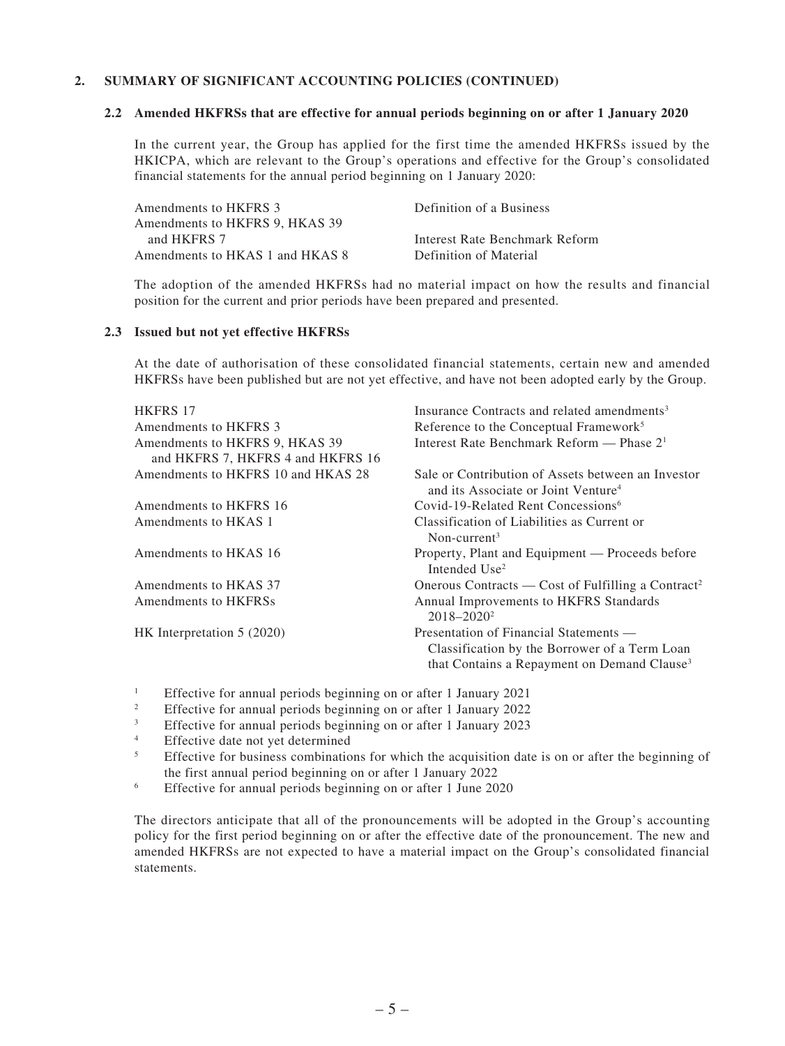## 2. SUMMARY OF SIGNIFICANT ACCOUNTING POLICIES (CONTINUED)

### 2.2 Amended HKFRSs that are effective for annual periods beginning on or after 1 January 2020

In the current year, the Group has applied for the first time the amended HKFRSs issued by the HKICPA, which are relevant to the Group's operations and effective for the Group's consolidated financial statements for the annual period beginning on 1 January 2020:

| | |
|---|---|
| Amendments to HKFRS 3 | Definition of a Business |
| Amendments to HKFRS 9, HKAS 39 and HKFRS 7 | Interest Rate Benchmark Reform |
| Amendments to HKAS 1 and HKAS 8 | Definition of Material |

The adoption of the amended HKFRSs had no material impact on how the results and financial position for the current and prior periods have been prepared and presented.

### 2.3 Issued but not yet effective HKFRSs

At the date of authorisation of these consolidated financial statements, certain new and amended HKFRSs have been published but are not yet effective, and have not been adopted early by the Group.

| | |
|---|---|
| HKFRS 17 | Insurance Contracts and related amendments[3] |
| Amendments to HKFRS 3 | Reference to the Conceptual Framework[5] |
| Amendments to HKFRS 9, HKAS 39 and HKFRS 7, HKFRS 4 and HKFRS 16 | Interest Rate Benchmark Reform — Phase 2[1] |
| Amendments to HKFRS 10 and HKAS 28 | Sale or Contribution of Assets between an Investor and its Associate or Joint Venture[4] |
| Amendments to HKFRS 16 | Covid-19-Related Rent Concessions[6] |
| Amendments to HKAS 1 | Classification of Liabilities as Current or Non-current[3] |
| Amendments to HKAS 16 | Property, Plant and Equipment — Proceeds before Intended Use[2] |
| Amendments to HKAS 37 | Onerous Contracts — Cost of Fulfilling a Contract[2] |
| Amendments to HKFRSs | Annual Improvements to HKFRS Standards 2018–2020[2] |
| HK Interpretation 5 (2020) | Presentation of Financial Statements — Classification by the Borrower of a Term Loan that Contains a Repayment on Demand Clause[3] |

[1] Effective for annual periods beginning on or after 1 January 2021

[2] Effective for annual periods beginning on or after 1 January 2022

[3] Effective for annual periods beginning on or after 1 January 2023

[4] Effective date not yet determined

[5] Effective for business combinations for which the acquisition date is on or after the beginning of the first annual period beginning on or after 1 January 2022

[6] Effective for annual periods beginning on or after 1 June 2020

The directors anticipate that all of the pronouncements will be adopted in the Group's accounting policy for the first period beginning on or after the effective date of the pronouncement. The new and amended HKFRSs are not expected to have a material impact on the Group's consolidated financial statements.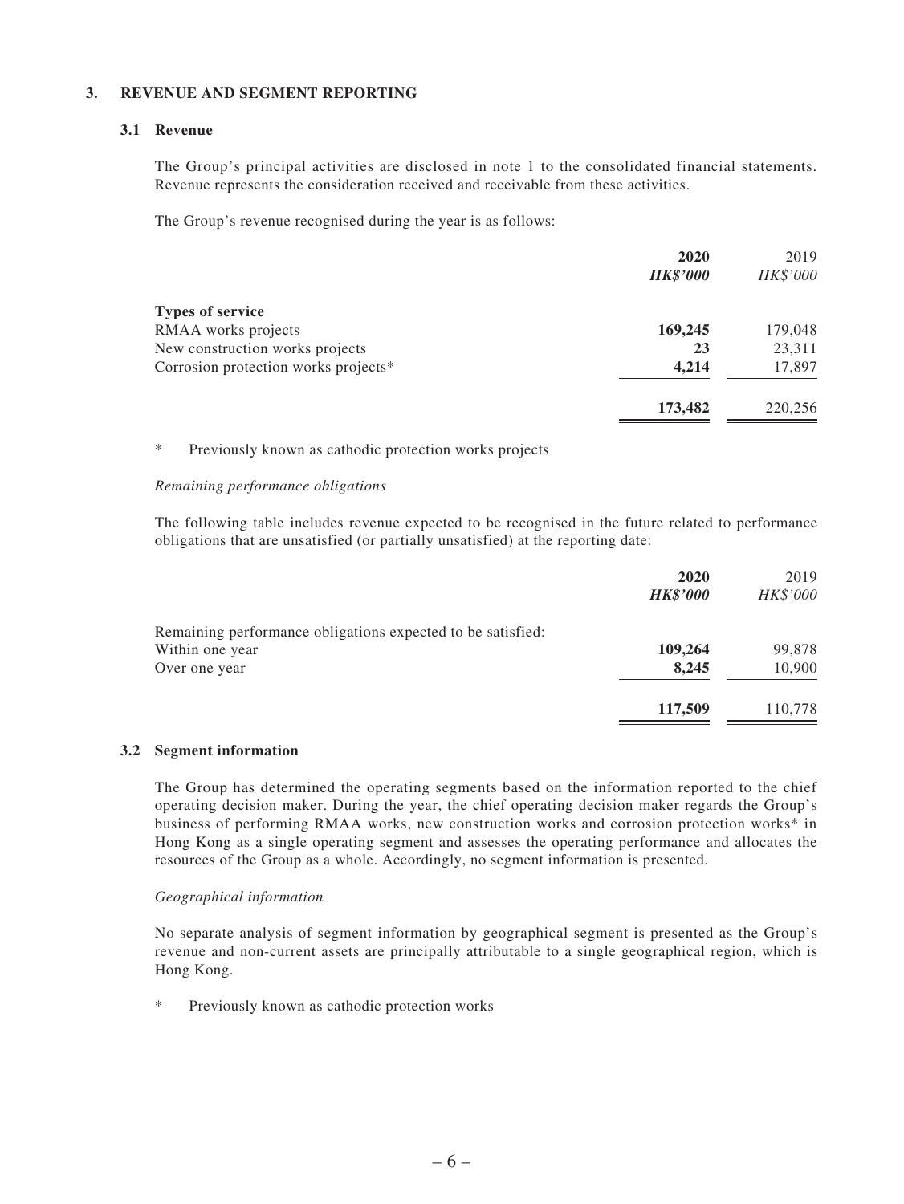## 3. REVENUE AND SEGMENT REPORTING

### 3.1 Revenue

The Group's principal activities are disclosed in note 1 to the consolidated financial statements. Revenue represents the consideration received and receivable from these activities.

The Group's revenue recognised during the year is as follows:

| | 2020 | 2019 |
|---|---|---|
| | *HK$'000* | *HK$'000* |
| **Types of service** | | |
| RMAA works projects | **169,245** | 179,048 |
| New construction works projects | **23** | 23,311 |
| Corrosion protection works projects* | **4,214** | 17,897 |
| | **173,482** | 220,256 |

\* Previously known as cathodic protection works projects

*Remaining performance obligations*

The following table includes revenue expected to be recognised in the future related to performance obligations that are unsatisfied (or partially unsatisfied) at the reporting date:

| | 2020 | 2019 |
|---|---|---|
| | *HK$'000* | *HK$'000* |
| Remaining performance obligations expected to be satisfied: | | |
| Within one year | **109,264** | 99,878 |
| Over one year | **8,245** | 10,900 |
| | **117,509** | 110,778 |

### 3.2 Segment information

The Group has determined the operating segments based on the information reported to the chief operating decision maker. During the year, the chief operating decision maker regards the Group's business of performing RMAA works, new construction works and corrosion protection works* in Hong Kong as a single operating segment and assesses the operating performance and allocates the resources of the Group as a whole. Accordingly, no segment information is presented.

*Geographical information*

No separate analysis of segment information by geographical segment is presented as the Group's revenue and non-current assets are principally attributable to a single geographical region, which is Hong Kong.

\* Previously known as cathodic protection works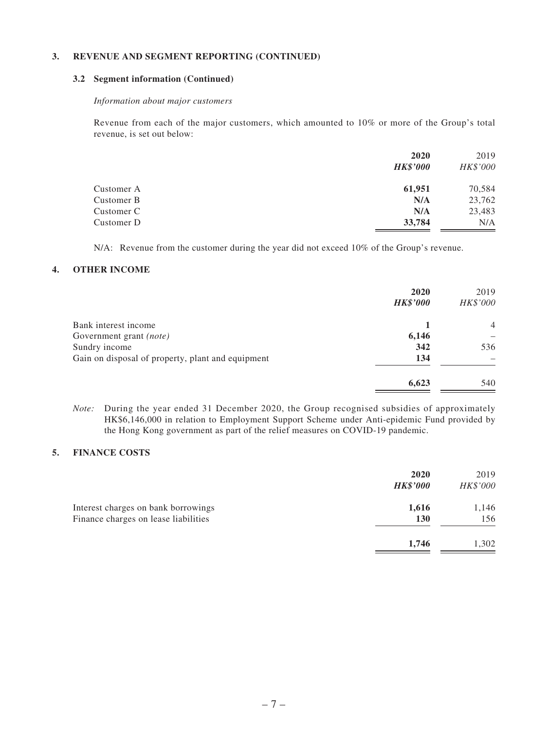## 3. REVENUE AND SEGMENT REPORTING (CONTINUED)

### 3.2 Segment information (Continued)

*Information about major customers*

Revenue from each of the major customers, which amounted to 10% or more of the Group's total revenue, is set out below:

| | **2020** | 2019 |
|---|---|---|
| | ***HK$'000*** | *HK$'000* |
| Customer A | **61,951** | 70,584 |
| Customer B | **N/A** | 23,762 |
| Customer C | **N/A** | 23,483 |
| Customer D | **33,784** | N/A |

N/A: Revenue from the customer during the year did not exceed 10% of the Group's revenue.

## 4. OTHER INCOME

| | **2020** | 2019 |
|---|---|---|
| | ***HK$'000*** | *HK$'000* |
| Bank interest income | **1** | 4 |
| Government grant *(note)* | **6,146** | – |
| Sundry income | **342** | 536 |
| Gain on disposal of property, plant and equipment | **134** | – |
| | **6,623** | 540 |

*Note:* During the year ended 31 December 2020, the Group recognised subsidies of approximately HK$6,146,000 in relation to Employment Support Scheme under Anti-epidemic Fund provided by the Hong Kong government as part of the relief measures on COVID-19 pandemic.

## 5. FINANCE COSTS

| | **2020** | 2019 |
|---|---|---|
| | ***HK$'000*** | *HK$'000* |
| Interest charges on bank borrowings | **1,616** | 1,146 |
| Finance charges on lease liabilities | **130** | 156 |
| | **1,746** | 1,302 |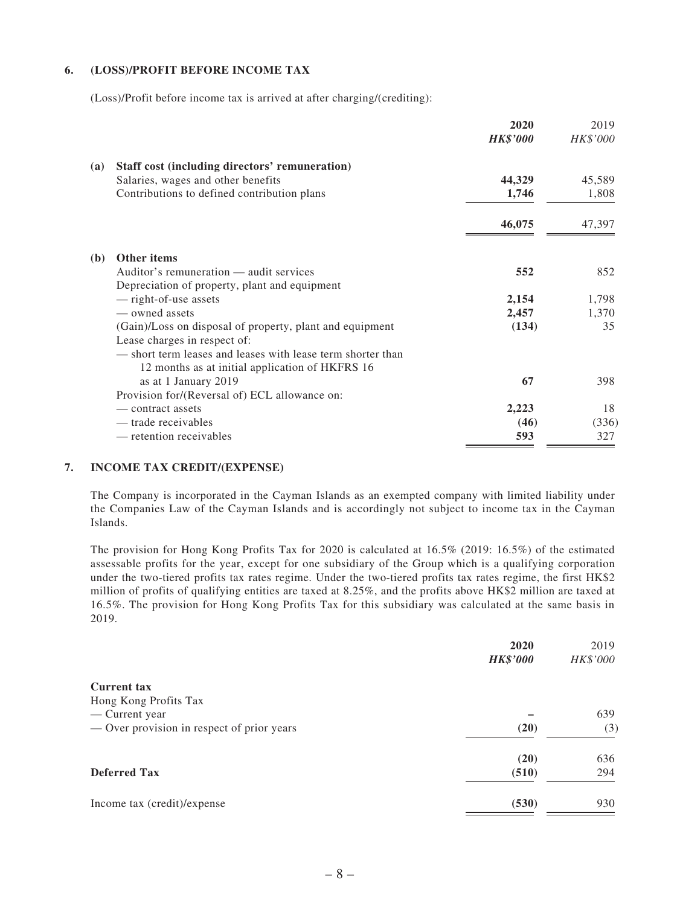## 6. (LOSS)/PROFIT BEFORE INCOME TAX

(Loss)/Profit before income tax is arrived at after charging/(crediting):

| | **2020** | 2019 |
|---|---|---|
| | ***HK$'000*** | *HK$'000* |
| **(a) Staff cost (including directors' remuneration)** | | |
| Salaries, wages and other benefits | **44,329** | 45,589 |
| Contributions to defined contribution plans | **1,746** | 1,808 |
| | **46,075** | 47,397 |
| **(b) Other items** | | |
| Auditor's remuneration — audit services | **552** | 852 |
| Depreciation of property, plant and equipment | | |
| — right-of-use assets | **2,154** | 1,798 |
| — owned assets | **2,457** | 1,370 |
| (Gain)/Loss on disposal of property, plant and equipment | **(134)** | 35 |
| Lease charges in respect of: | | |
| — short term leases and leases with lease term shorter than 12 months as at initial application of HKFRS 16 as at 1 January 2019 | **67** | 398 |
| Provision for/(Reversal of) ECL allowance on: | | |
| — contract assets | **2,223** | 18 |
| — trade receivables | **(46)** | (336) |
| — retention receivables | **593** | 327 |

## 7. INCOME TAX CREDIT/(EXPENSE)

The Company is incorporated in the Cayman Islands as an exempted company with limited liability under the Companies Law of the Cayman Islands and is accordingly not subject to income tax in the Cayman Islands.

The provision for Hong Kong Profits Tax for 2020 is calculated at 16.5% (2019: 16.5%) of the estimated assessable profits for the year, except for one subsidiary of the Group which is a qualifying corporation under the two-tiered profits tax rates regime. Under the two-tiered profits tax rates regime, the first HK$2 million of profits of qualifying entities are taxed at 8.25%, and the profits above HK$2 million are taxed at 16.5%. The provision for Hong Kong Profits Tax for this subsidiary was calculated at the same basis in 2019.

| | **2020** | 2019 |
|---|---|---|
| | ***HK$'000*** | *HK$'000* |
| **Current tax** | | |
| Hong Kong Profits Tax | | |
| — Current year | **–** | 639 |
| — Over provision in respect of prior years | **(20)** | (3) |
| | **(20)** | 636 |
| **Deferred Tax** | **(510)** | 294 |
| Income tax (credit)/expense | **(530)** | 930 |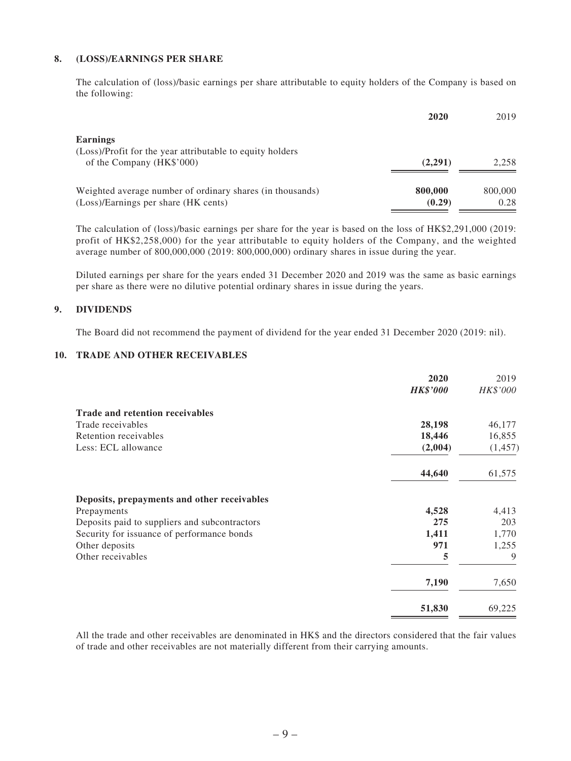## 8. (LOSS)/EARNINGS PER SHARE

The calculation of (loss)/basic earnings per share attributable to equity holders of the Company is based on the following:

| | **2020** | 2019 |
|---|---|---|
| **Earnings** | | |
| (Loss)/Profit for the year attributable to equity holders of the Company (HK$'000) | **(2,291)** | 2,258 |
| Weighted average number of ordinary shares (in thousands) | **800,000** | 800,000 |
| (Loss)/Earnings per share (HK cents) | **(0.29)** | 0.28 |

The calculation of (loss)/basic earnings per share for the year is based on the loss of HK$2,291,000 (2019: profit of HK$2,258,000) for the year attributable to equity holders of the Company, and the weighted average number of 800,000,000 (2019: 800,000,000) ordinary shares in issue during the year.

Diluted earnings per share for the years ended 31 December 2020 and 2019 was the same as basic earnings per share as there were no dilutive potential ordinary shares in issue during the years.

## 9. DIVIDENDS

The Board did not recommend the payment of dividend for the year ended 31 December 2020 (2019: nil).

## 10. TRADE AND OTHER RECEIVABLES

| | **2020** | 2019 |
|---|---|---|
| | ***HK$'000*** | *HK$'000* |
| **Trade and retention receivables** | | |
| Trade receivables | **28,198** | 46,177 |
| Retention receivables | **18,446** | 16,855 |
| Less: ECL allowance | **(2,004)** | (1,457) |
| | **44,640** | 61,575 |
| **Deposits, prepayments and other receivables** | | |
| Prepayments | **4,528** | 4,413 |
| Deposits paid to suppliers and subcontractors | **275** | 203 |
| Security for issuance of performance bonds | **1,411** | 1,770 |
| Other deposits | **971** | 1,255 |
| Other receivables | **5** | 9 |
| | **7,190** | 7,650 |
| | **51,830** | 69,225 |

All the trade and other receivables are denominated in HK$ and the directors considered that the fair values of trade and other receivables are not materially different from their carrying amounts.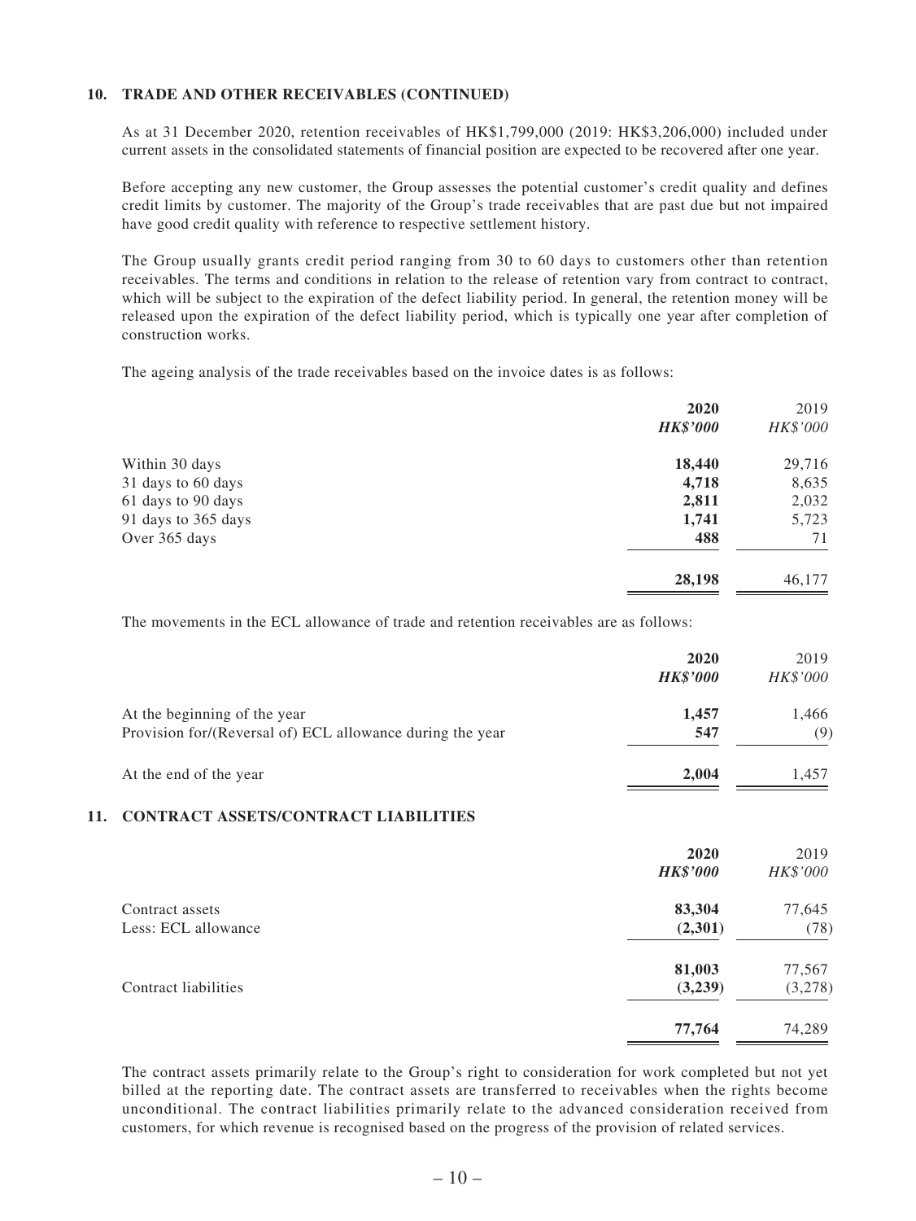## 10. TRADE AND OTHER RECEIVABLES (CONTINUED)

As at 31 December 2020, retention receivables of HK$1,799,000 (2019: HK$3,206,000) included under current assets in the consolidated statements of financial position are expected to be recovered after one year.

Before accepting any new customer, the Group assesses the potential customer's credit quality and defines credit limits by customer. The majority of the Group's trade receivables that are past due but not impaired have good credit quality with reference to respective settlement history.

The Group usually grants credit period ranging from 30 to 60 days to customers other than retention receivables. The terms and conditions in relation to the release of retention vary from contract to contract, which will be subject to the expiration of the defect liability period. In general, the retention money will be released upon the expiration of the defect liability period, which is typically one year after completion of construction works.

The ageing analysis of the trade receivables based on the invoice dates is as follows:

| | **2020** | 2019 |
|---|---|---|
| | ***HK$'000*** | *HK$'000* |
| Within 30 days | **18,440** | 29,716 |
| 31 days to 60 days | **4,718** | 8,635 |
| 61 days to 90 days | **2,811** | 2,032 |
| 91 days to 365 days | **1,741** | 5,723 |
| Over 365 days | **488** | 71 |
| | **28,198** | 46,177 |

The movements in the ECL allowance of trade and retention receivables are as follows:

| | **2020** | 2019 |
|---|---|---|
| | ***HK$'000*** | *HK$'000* |
| At the beginning of the year | **1,457** | 1,466 |
| Provision for/(Reversal of) ECL allowance during the year | **547** | (9) |
| At the end of the year | **2,004** | 1,457 |

## 11. CONTRACT ASSETS/CONTRACT LIABILITIES

| | **2020** | 2019 |
|---|---|---|
| | ***HK$'000*** | *HK$'000* |
| Contract assets | **83,304** | 77,645 |
| Less: ECL allowance | **(2,301)** | (78) |
| | **81,003** | 77,567 |
| Contract liabilities | **(3,239)** | (3,278) |
| | **77,764** | 74,289 |

The contract assets primarily relate to the Group's right to consideration for work completed but not yet billed at the reporting date. The contract assets are transferred to receivables when the rights become unconditional. The contract liabilities primarily relate to the advanced consideration received from customers, for which revenue is recognised based on the progress of the provision of related services.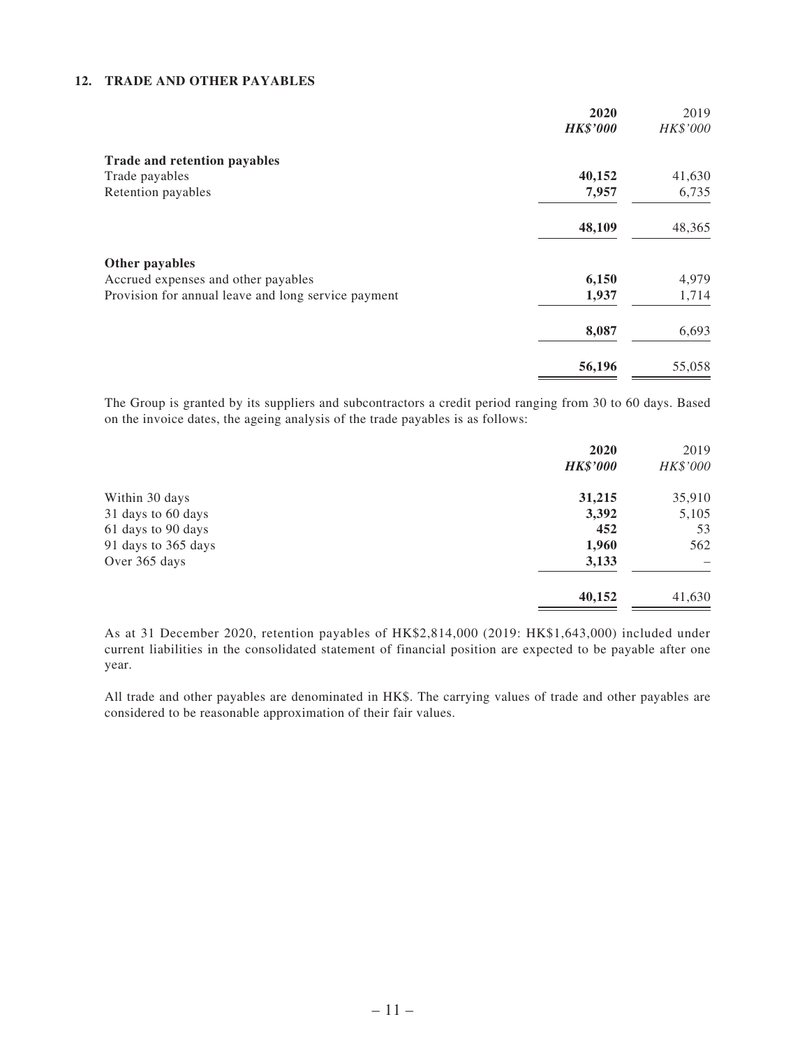## 12. TRADE AND OTHER PAYABLES

| | **2020** | 2019 |
|---|---|---|
| | ***HK$'000*** | *HK$'000* |
| **Trade and retention payables** | | |
| Trade payables | **40,152** | 41,630 |
| Retention payables | **7,957** | 6,735 |
| | **48,109** | 48,365 |
| **Other payables** | | |
| Accrued expenses and other payables | **6,150** | 4,979 |
| Provision for annual leave and long service payment | **1,937** | 1,714 |
| | **8,087** | 6,693 |
| | **56,196** | 55,058 |

The Group is granted by its suppliers and subcontractors a credit period ranging from 30 to 60 days. Based on the invoice dates, the ageing analysis of the trade payables is as follows:

| | **2020** | 2019 |
|---|---|---|
| | ***HK$'000*** | *HK$'000* |
| Within 30 days | **31,215** | 35,910 |
| 31 days to 60 days | **3,392** | 5,105 |
| 61 days to 90 days | **452** | 53 |
| 91 days to 365 days | **1,960** | 562 |
| Over 365 days | **3,133** | – |
| | **40,152** | 41,630 |

As at 31 December 2020, retention payables of HK$2,814,000 (2019: HK$1,643,000) included under current liabilities in the consolidated statement of financial position are expected to be payable after one year.

All trade and other payables are denominated in HK$. The carrying values of trade and other payables are considered to be reasonable approximation of their fair values.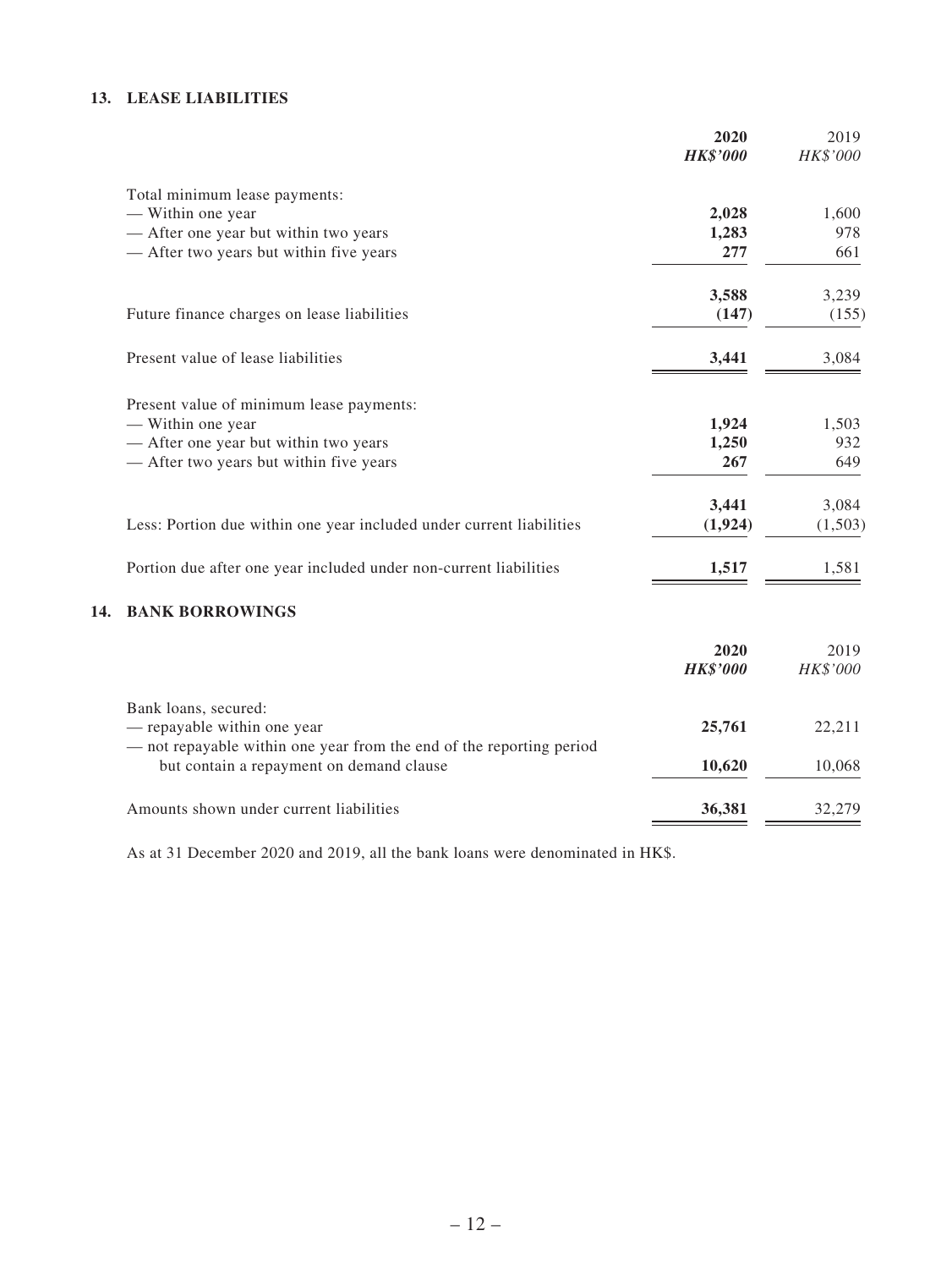## 13. LEASE LIABILITIES

| | 2020 | 2019 |
|---|---|---|
| | *HK$'000* | *HK$'000* |
| Total minimum lease payments: | | |
| — Within one year | **2,028** | 1,600 |
| — After one year but within two years | **1,283** | 978 |
| — After two years but within five years | **277** | 661 |
| | **3,588** | 3,239 |
| Future finance charges on lease liabilities | **(147)** | (155) |
| Present value of lease liabilities | **3,441** | 3,084 |
| Present value of minimum lease payments: | | |
| — Within one year | **1,924** | 1,503 |
| — After one year but within two years | **1,250** | 932 |
| — After two years but within five years | **267** | 649 |
| | **3,441** | 3,084 |
| Less: Portion due within one year included under current liabilities | **(1,924)** | (1,503) |
| Portion due after one year included under non-current liabilities | **1,517** | 1,581 |

## 14. BANK BORROWINGS

| | 2020 | 2019 |
|---|---|---|
| | *HK$'000* | *HK$'000* |
| Bank loans, secured: | | |
| — repayable within one year | **25,761** | 22,211 |
| — not repayable within one year from the end of the reporting period but contain a repayment on demand clause | **10,620** | 10,068 |
| Amounts shown under current liabilities | **36,381** | 32,279 |

As at 31 December 2020 and 2019, all the bank loans were denominated in HK$.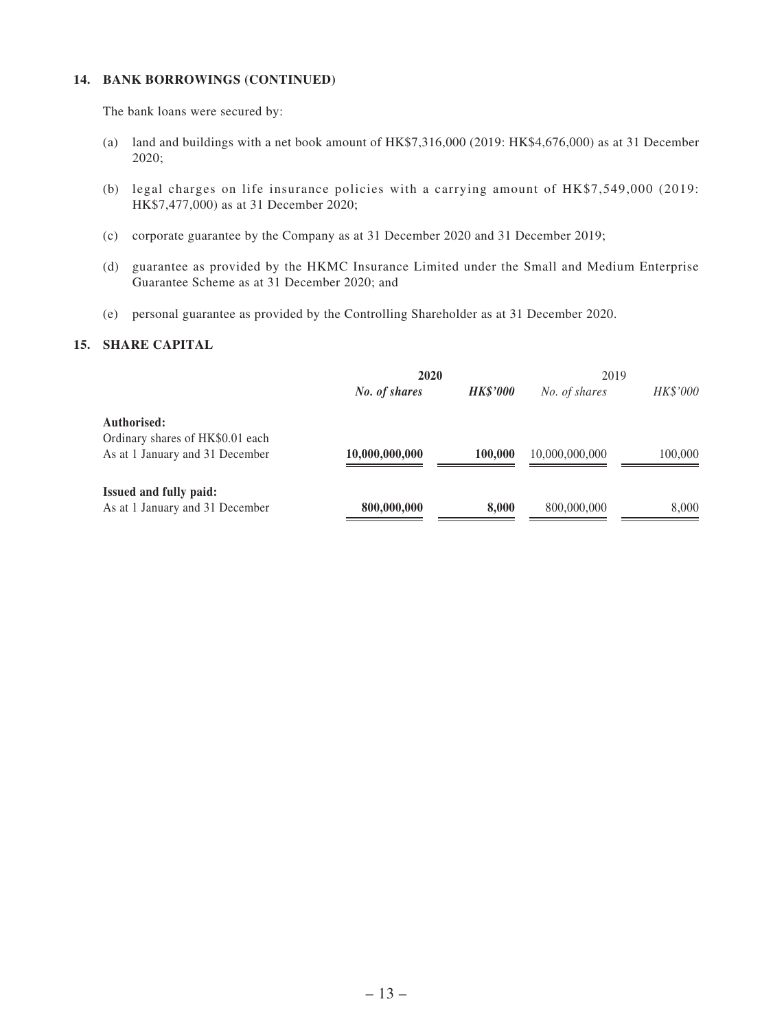## 14. BANK BORROWINGS (CONTINUED)

The bank loans were secured by:

(a) land and buildings with a net book amount of HK$7,316,000 (2019: HK$4,676,000) as at 31 December 2020;

(b) legal charges on life insurance policies with a carrying amount of HK$7,549,000 (2019: HK$7,477,000) as at 31 December 2020;

(c) corporate guarantee by the Company as at 31 December 2020 and 31 December 2019;

(d) guarantee as provided by the HKMC Insurance Limited under the Small and Medium Enterprise Guarantee Scheme as at 31 December 2020; and

(e) personal guarantee as provided by the Controlling Shareholder as at 31 December 2020.

## 15. SHARE CAPITAL

| | **2020** | | 2019 | |
|---|---|---|---|---|
| | ***No. of shares*** | ***HK$'000*** | *No. of shares* | *HK$'000* |
| **Authorised:** | | | | |
| Ordinary shares of HK$0.01 each | | | | |
| As at 1 January and 31 December | **10,000,000,000** | **100,000** | 10,000,000,000 | 100,000 |
| **Issued and fully paid:** | | | | |
| As at 1 January and 31 December | **800,000,000** | **8,000** | 800,000,000 | 8,000 |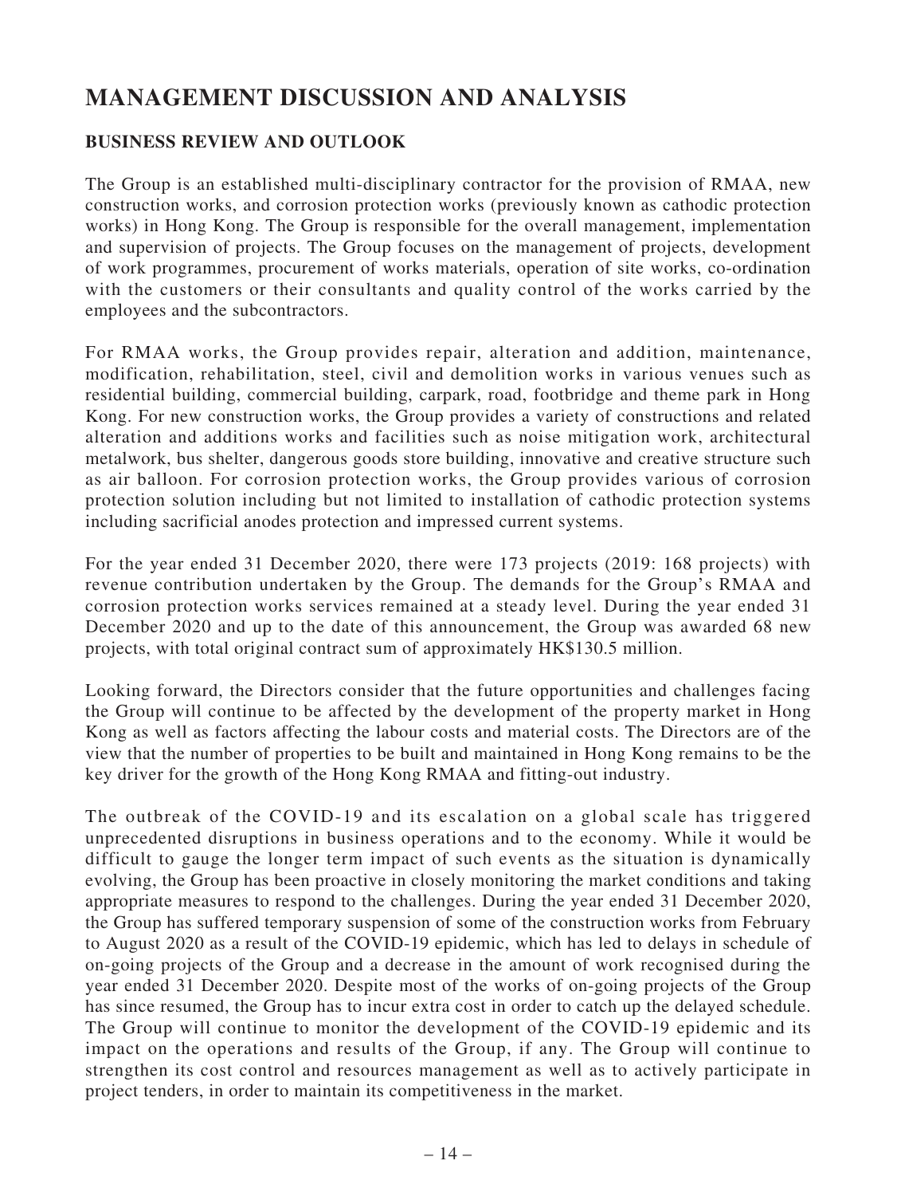# MANAGEMENT DISCUSSION AND ANALYSIS

## BUSINESS REVIEW AND OUTLOOK

The Group is an established multi-disciplinary contractor for the provision of RMAA, new construction works, and corrosion protection works (previously known as cathodic protection works) in Hong Kong. The Group is responsible for the overall management, implementation and supervision of projects. The Group focuses on the management of projects, development of work programmes, procurement of works materials, operation of site works, co-ordination with the customers or their consultants and quality control of the works carried by the employees and the subcontractors.

For RMAA works, the Group provides repair, alteration and addition, maintenance, modification, rehabilitation, steel, civil and demolition works in various venues such as residential building, commercial building, carpark, road, footbridge and theme park in Hong Kong. For new construction works, the Group provides a variety of constructions and related alteration and additions works and facilities such as noise mitigation work, architectural metalwork, bus shelter, dangerous goods store building, innovative and creative structure such as air balloon. For corrosion protection works, the Group provides various of corrosion protection solution including but not limited to installation of cathodic protection systems including sacrificial anodes protection and impressed current systems.

For the year ended 31 December 2020, there were 173 projects (2019: 168 projects) with revenue contribution undertaken by the Group. The demands for the Group's RMAA and corrosion protection works services remained at a steady level. During the year ended 31 December 2020 and up to the date of this announcement, the Group was awarded 68 new projects, with total original contract sum of approximately HK$130.5 million.

Looking forward, the Directors consider that the future opportunities and challenges facing the Group will continue to be affected by the development of the property market in Hong Kong as well as factors affecting the labour costs and material costs. The Directors are of the view that the number of properties to be built and maintained in Hong Kong remains to be the key driver for the growth of the Hong Kong RMAA and fitting-out industry.

The outbreak of the COVID-19 and its escalation on a global scale has triggered unprecedented disruptions in business operations and to the economy. While it would be difficult to gauge the longer term impact of such events as the situation is dynamically evolving, the Group has been proactive in closely monitoring the market conditions and taking appropriate measures to respond to the challenges. During the year ended 31 December 2020, the Group has suffered temporary suspension of some of the construction works from February to August 2020 as a result of the COVID-19 epidemic, which has led to delays in schedule of on-going projects of the Group and a decrease in the amount of work recognised during the year ended 31 December 2020. Despite most of the works of on-going projects of the Group has since resumed, the Group has to incur extra cost in order to catch up the delayed schedule. The Group will continue to monitor the development of the COVID-19 epidemic and its impact on the operations and results of the Group, if any. The Group will continue to strengthen its cost control and resources management as well as to actively participate in project tenders, in order to maintain its competitiveness in the market.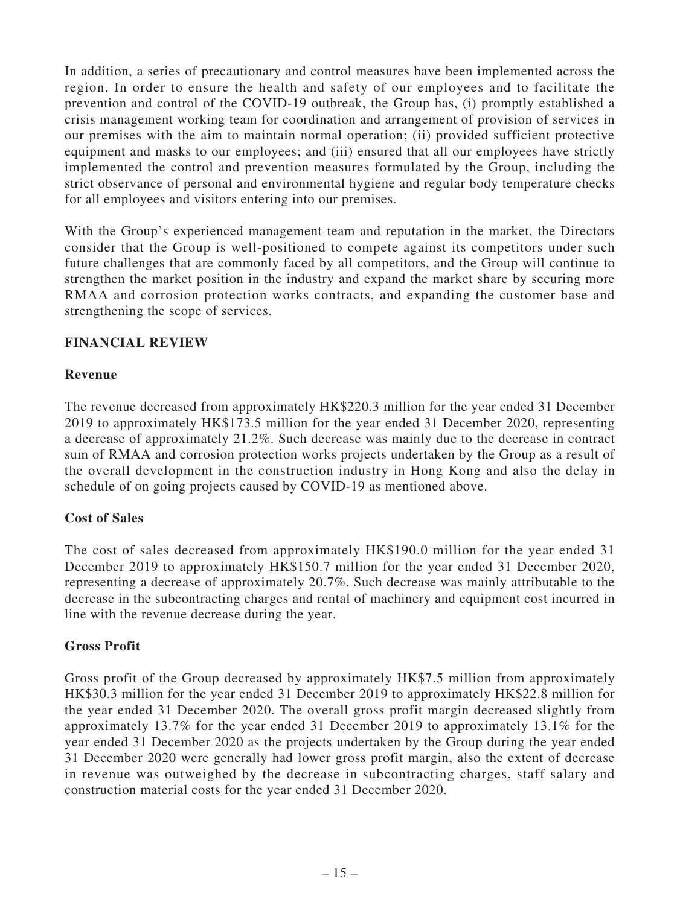In addition, a series of precautionary and control measures have been implemented across the region. In order to ensure the health and safety of our employees and to facilitate the prevention and control of the COVID-19 outbreak, the Group has, (i) promptly established a crisis management working team for coordination and arrangement of provision of services in our premises with the aim to maintain normal operation; (ii) provided sufficient protective equipment and masks to our employees; and (iii) ensured that all our employees have strictly implemented the control and prevention measures formulated by the Group, including the strict observance of personal and environmental hygiene and regular body temperature checks for all employees and visitors entering into our premises.

With the Group's experienced management team and reputation in the market, the Directors consider that the Group is well-positioned to compete against its competitors under such future challenges that are commonly faced by all competitors, and the Group will continue to strengthen the market position in the industry and expand the market share by securing more RMAA and corrosion protection works contracts, and expanding the customer base and strengthening the scope of services.

## FINANCIAL REVIEW

### Revenue

The revenue decreased from approximately HK$220.3 million for the year ended 31 December 2019 to approximately HK$173.5 million for the year ended 31 December 2020, representing a decrease of approximately 21.2%. Such decrease was mainly due to the decrease in contract sum of RMAA and corrosion protection works projects undertaken by the Group as a result of the overall development in the construction industry in Hong Kong and also the delay in schedule of on going projects caused by COVID-19 as mentioned above.

### Cost of Sales

The cost of sales decreased from approximately HK$190.0 million for the year ended 31 December 2019 to approximately HK$150.7 million for the year ended 31 December 2020, representing a decrease of approximately 20.7%. Such decrease was mainly attributable to the decrease in the subcontracting charges and rental of machinery and equipment cost incurred in line with the revenue decrease during the year.

### Gross Profit

Gross profit of the Group decreased by approximately HK$7.5 million from approximately HK$30.3 million for the year ended 31 December 2019 to approximately HK$22.8 million for the year ended 31 December 2020. The overall gross profit margin decreased slightly from approximately 13.7% for the year ended 31 December 2019 to approximately 13.1% for the year ended 31 December 2020 as the projects undertaken by the Group during the year ended 31 December 2020 were generally had lower gross profit margin, also the extent of decrease in revenue was outweighed by the decrease in subcontracting charges, staff salary and construction material costs for the year ended 31 December 2020.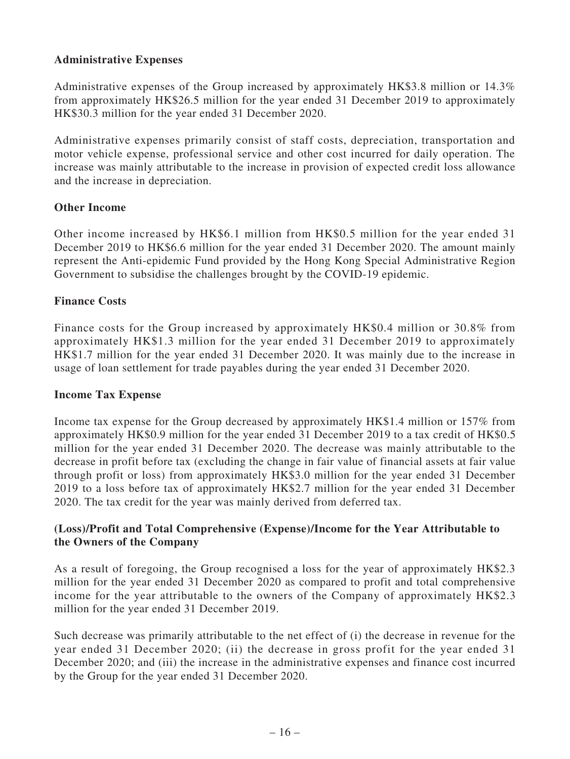**Administrative Expenses**

Administrative expenses of the Group increased by approximately HK$3.8 million or 14.3% from approximately HK$26.5 million for the year ended 31 December 2019 to approximately HK$30.3 million for the year ended 31 December 2020.

Administrative expenses primarily consist of staff costs, depreciation, transportation and motor vehicle expense, professional service and other cost incurred for daily operation. The increase was mainly attributable to the increase in provision of expected credit loss allowance and the increase in depreciation.

**Other Income**

Other income increased by HK$6.1 million from HK$0.5 million for the year ended 31 December 2019 to HK$6.6 million for the year ended 31 December 2020. The amount mainly represent the Anti-epidemic Fund provided by the Hong Kong Special Administrative Region Government to subsidise the challenges brought by the COVID-19 epidemic.

**Finance Costs**

Finance costs for the Group increased by approximately HK$0.4 million or 30.8% from approximately HK$1.3 million for the year ended 31 December 2019 to approximately HK$1.7 million for the year ended 31 December 2020. It was mainly due to the increase in usage of loan settlement for trade payables during the year ended 31 December 2020.

**Income Tax Expense**

Income tax expense for the Group decreased by approximately HK$1.4 million or 157% from approximately HK$0.9 million for the year ended 31 December 2019 to a tax credit of HK$0.5 million for the year ended 31 December 2020. The decrease was mainly attributable to the decrease in profit before tax (excluding the change in fair value of financial assets at fair value through profit or loss) from approximately HK$3.0 million for the year ended 31 December 2019 to a loss before tax of approximately HK$2.7 million for the year ended 31 December 2020. The tax credit for the year was mainly derived from deferred tax.

**(Loss)/Profit and Total Comprehensive (Expense)/Income for the Year Attributable to the Owners of the Company**

As a result of foregoing, the Group recognised a loss for the year of approximately HK$2.3 million for the year ended 31 December 2020 as compared to profit and total comprehensive income for the year attributable to the owners of the Company of approximately HK$2.3 million for the year ended 31 December 2019.

Such decrease was primarily attributable to the net effect of (i) the decrease in revenue for the year ended 31 December 2020; (ii) the decrease in gross profit for the year ended 31 December 2020; and (iii) the increase in the administrative expenses and finance cost incurred by the Group for the year ended 31 December 2020.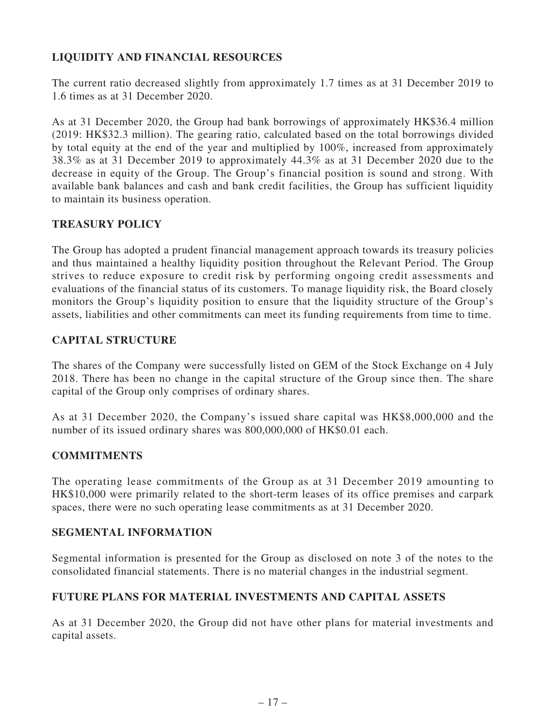## LIQUIDITY AND FINANCIAL RESOURCES

The current ratio decreased slightly from approximately 1.7 times as at 31 December 2019 to 1.6 times as at 31 December 2020.

As at 31 December 2020, the Group had bank borrowings of approximately HK$36.4 million (2019: HK$32.3 million). The gearing ratio, calculated based on the total borrowings divided by total equity at the end of the year and multiplied by 100%, increased from approximately 38.3% as at 31 December 2019 to approximately 44.3% as at 31 December 2020 due to the decrease in equity of the Group. The Group's financial position is sound and strong. With available bank balances and cash and bank credit facilities, the Group has sufficient liquidity to maintain its business operation.

## TREASURY POLICY

The Group has adopted a prudent financial management approach towards its treasury policies and thus maintained a healthy liquidity position throughout the Relevant Period. The Group strives to reduce exposure to credit risk by performing ongoing credit assessments and evaluations of the financial status of its customers. To manage liquidity risk, the Board closely monitors the Group's liquidity position to ensure that the liquidity structure of the Group's assets, liabilities and other commitments can meet its funding requirements from time to time.

## CAPITAL STRUCTURE

The shares of the Company were successfully listed on GEM of the Stock Exchange on 4 July 2018. There has been no change in the capital structure of the Group since then. The share capital of the Group only comprises of ordinary shares.

As at 31 December 2020, the Company's issued share capital was HK$8,000,000 and the number of its issued ordinary shares was 800,000,000 of HK$0.01 each.

## COMMITMENTS

The operating lease commitments of the Group as at 31 December 2019 amounting to HK$10,000 were primarily related to the short-term leases of its office premises and carpark spaces, there were no such operating lease commitments as at 31 December 2020.

## SEGMENTAL INFORMATION

Segmental information is presented for the Group as disclosed on note 3 of the notes to the consolidated financial statements. There is no material changes in the industrial segment.

## FUTURE PLANS FOR MATERIAL INVESTMENTS AND CAPITAL ASSETS

As at 31 December 2020, the Group did not have other plans for material investments and capital assets.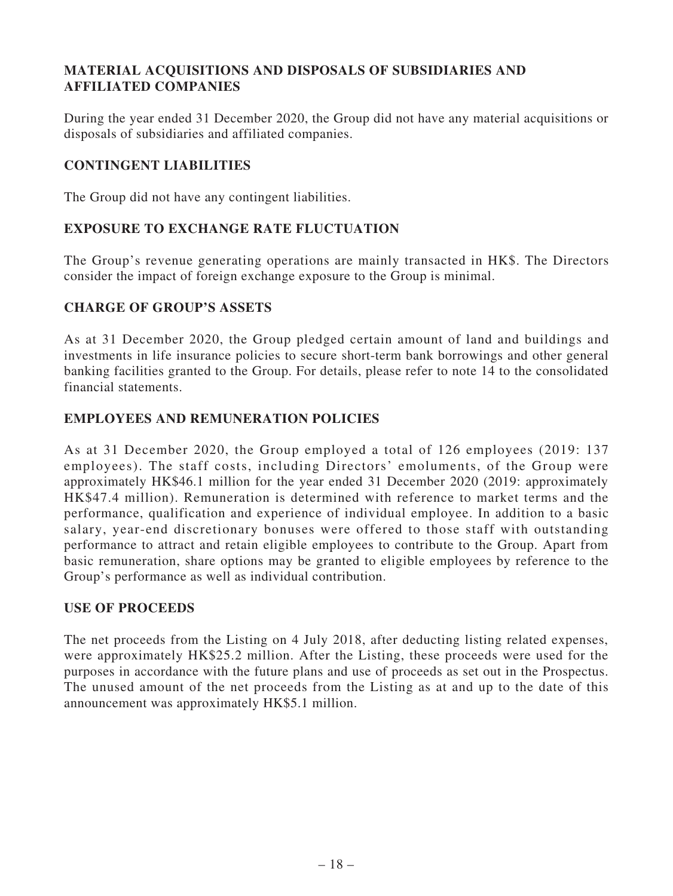## MATERIAL ACQUISITIONS AND DISPOSALS OF SUBSIDIARIES AND AFFILIATED COMPANIES

During the year ended 31 December 2020, the Group did not have any material acquisitions or disposals of subsidiaries and affiliated companies.

## CONTINGENT LIABILITIES

The Group did not have any contingent liabilities.

## EXPOSURE TO EXCHANGE RATE FLUCTUATION

The Group's revenue generating operations are mainly transacted in HK$. The Directors consider the impact of foreign exchange exposure to the Group is minimal.

## CHARGE OF GROUP'S ASSETS

As at 31 December 2020, the Group pledged certain amount of land and buildings and investments in life insurance policies to secure short-term bank borrowings and other general banking facilities granted to the Group. For details, please refer to note 14 to the consolidated financial statements.

## EMPLOYEES AND REMUNERATION POLICIES

As at 31 December 2020, the Group employed a total of 126 employees (2019: 137 employees). The staff costs, including Directors' emoluments, of the Group were approximately HK$46.1 million for the year ended 31 December 2020 (2019: approximately HK$47.4 million). Remuneration is determined with reference to market terms and the performance, qualification and experience of individual employee. In addition to a basic salary, year-end discretionary bonuses were offered to those staff with outstanding performance to attract and retain eligible employees to contribute to the Group. Apart from basic remuneration, share options may be granted to eligible employees by reference to the Group's performance as well as individual contribution.

## USE OF PROCEEDS

The net proceeds from the Listing on 4 July 2018, after deducting listing related expenses, were approximately HK$25.2 million. After the Listing, these proceeds were used for the purposes in accordance with the future plans and use of proceeds as set out in the Prospectus. The unused amount of the net proceeds from the Listing as at and up to the date of this announcement was approximately HK$5.1 million.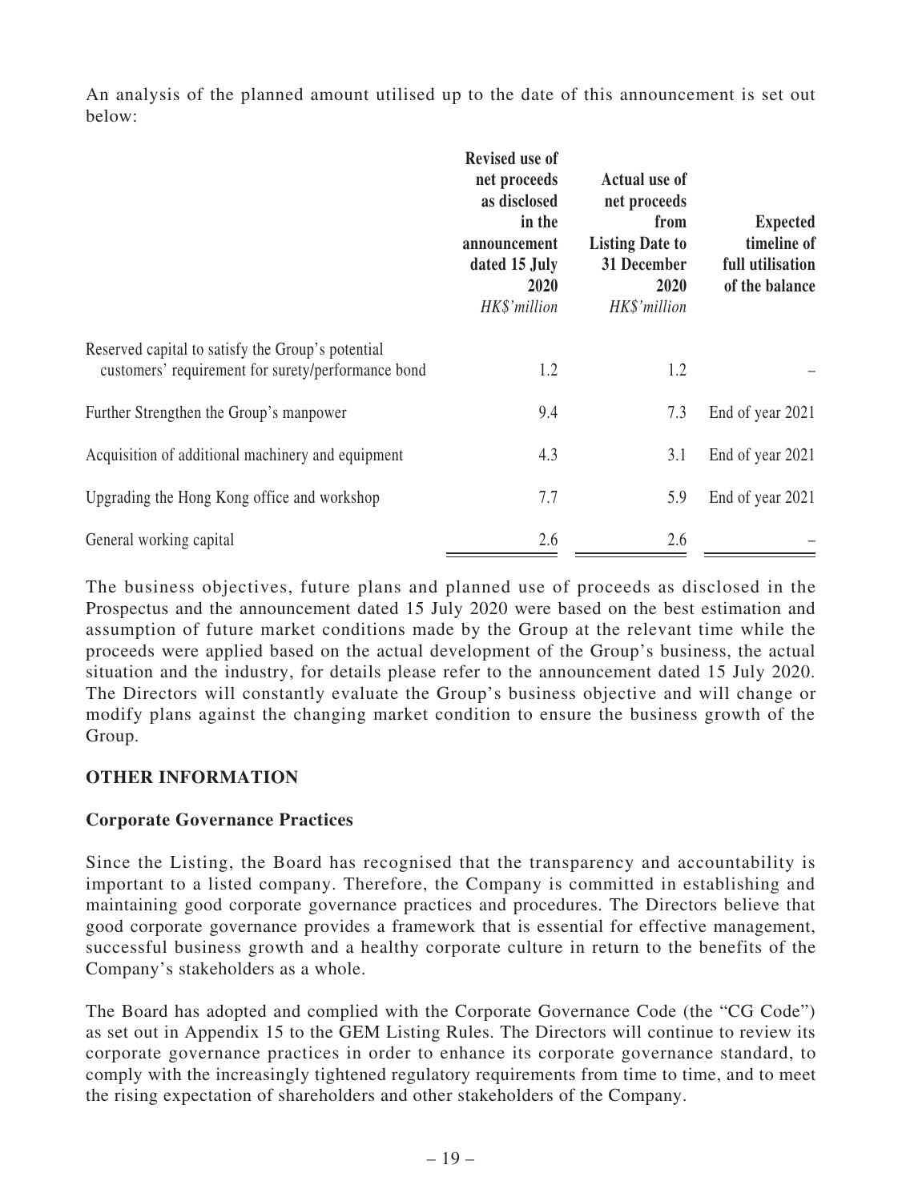An analysis of the planned amount utilised up to the date of this announcement is set out below:

| | Revised use of net proceeds as disclosed in the announcement dated 15 July 2020<br>*HK$'million* | Actual use of net proceeds from Listing Date to 31 December 2020<br>*HK$'million* | Expected timeline of full utilisation of the balance |
|---|---|---|---|
| Reserved capital to satisfy the Group's potential customers' requirement for surety/performance bond | 1.2 | 1.2 | – |
| Further Strengthen the Group's manpower | 9.4 | 7.3 | End of year 2021 |
| Acquisition of additional machinery and equipment | 4.3 | 3.1 | End of year 2021 |
| Upgrading the Hong Kong office and workshop | 7.7 | 5.9 | End of year 2021 |
| General working capital | 2.6 | 2.6 | – |

The business objectives, future plans and planned use of proceeds as disclosed in the Prospectus and the announcement dated 15 July 2020 were based on the best estimation and assumption of future market conditions made by the Group at the relevant time while the proceeds were applied based on the actual development of the Group's business, the actual situation and the industry, for details please refer to the announcement dated 15 July 2020. The Directors will constantly evaluate the Group's business objective and will change or modify plans against the changing market condition to ensure the business growth of the Group.

## OTHER INFORMATION

### Corporate Governance Practices

Since the Listing, the Board has recognised that the transparency and accountability is important to a listed company. Therefore, the Company is committed in establishing and maintaining good corporate governance practices and procedures. The Directors believe that good corporate governance provides a framework that is essential for effective management, successful business growth and a healthy corporate culture in return to the benefits of the Company's stakeholders as a whole.

The Board has adopted and complied with the Corporate Governance Code (the "CG Code") as set out in Appendix 15 to the GEM Listing Rules. The Directors will continue to review its corporate governance practices in order to enhance its corporate governance standard, to comply with the increasingly tightened regulatory requirements from time to time, and to meet the rising expectation of shareholders and other stakeholders of the Company.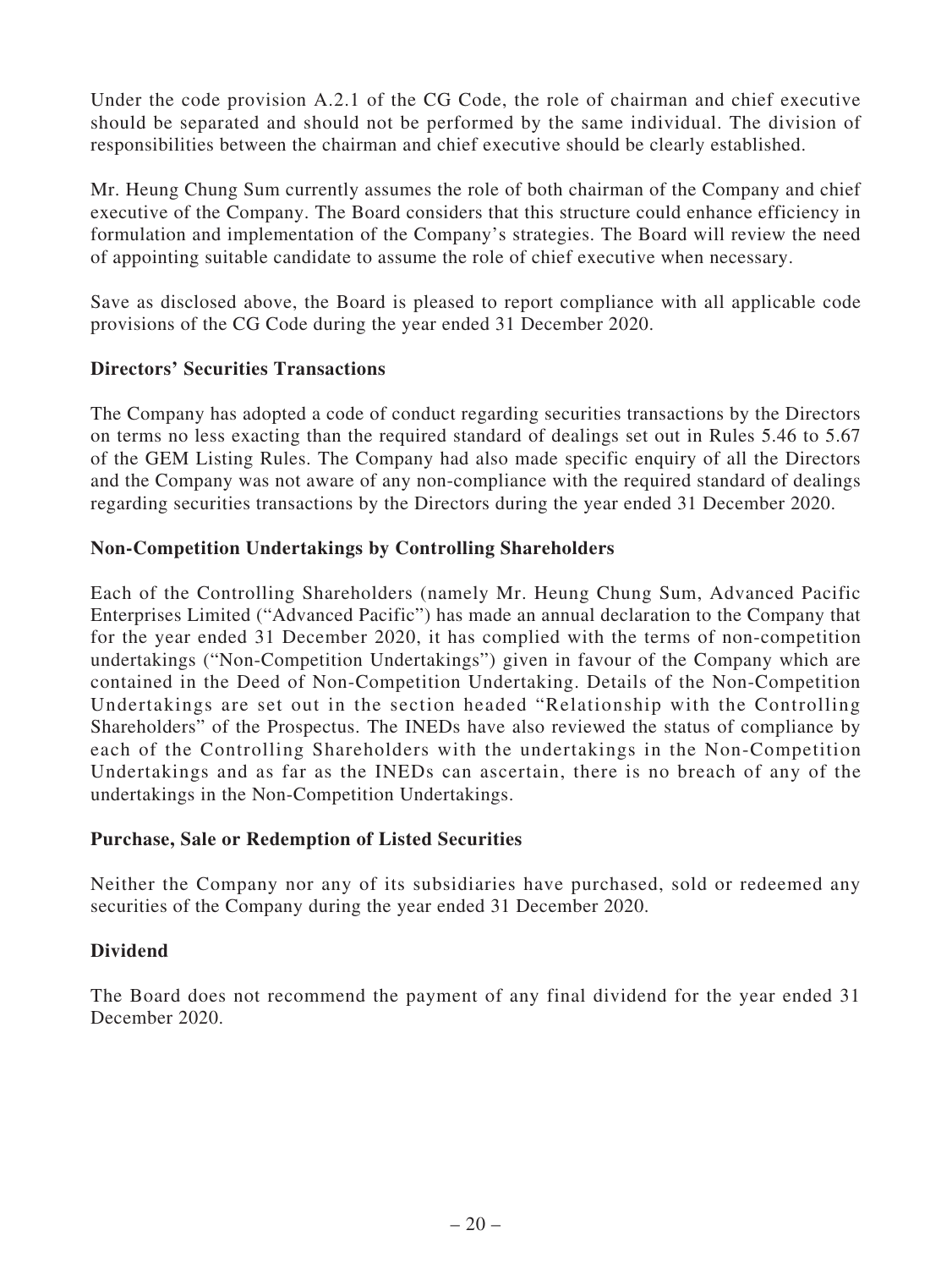Under the code provision A.2.1 of the CG Code, the role of chairman and chief executive should be separated and should not be performed by the same individual. The division of responsibilities between the chairman and chief executive should be clearly established.

Mr. Heung Chung Sum currently assumes the role of both chairman of the Company and chief executive of the Company. The Board considers that this structure could enhance efficiency in formulation and implementation of the Company's strategies. The Board will review the need of appointing suitable candidate to assume the role of chief executive when necessary.

Save as disclosed above, the Board is pleased to report compliance with all applicable code provisions of the CG Code during the year ended 31 December 2020.

**Directors' Securities Transactions**

The Company has adopted a code of conduct regarding securities transactions by the Directors on terms no less exacting than the required standard of dealings set out in Rules 5.46 to 5.67 of the GEM Listing Rules. The Company had also made specific enquiry of all the Directors and the Company was not aware of any non-compliance with the required standard of dealings regarding securities transactions by the Directors during the year ended 31 December 2020.

**Non-Competition Undertakings by Controlling Shareholders**

Each of the Controlling Shareholders (namely Mr. Heung Chung Sum, Advanced Pacific Enterprises Limited ("Advanced Pacific") has made an annual declaration to the Company that for the year ended 31 December 2020, it has complied with the terms of non-competition undertakings ("Non-Competition Undertakings") given in favour of the Company which are contained in the Deed of Non-Competition Undertaking. Details of the Non-Competition Undertakings are set out in the section headed "Relationship with the Controlling Shareholders" of the Prospectus. The INEDs have also reviewed the status of compliance by each of the Controlling Shareholders with the undertakings in the Non-Competition Undertakings and as far as the INEDs can ascertain, there is no breach of any of the undertakings in the Non-Competition Undertakings.

**Purchase, Sale or Redemption of Listed Securities**

Neither the Company nor any of its subsidiaries have purchased, sold or redeemed any securities of the Company during the year ended 31 December 2020.

**Dividend**

The Board does not recommend the payment of any final dividend for the year ended 31 December 2020.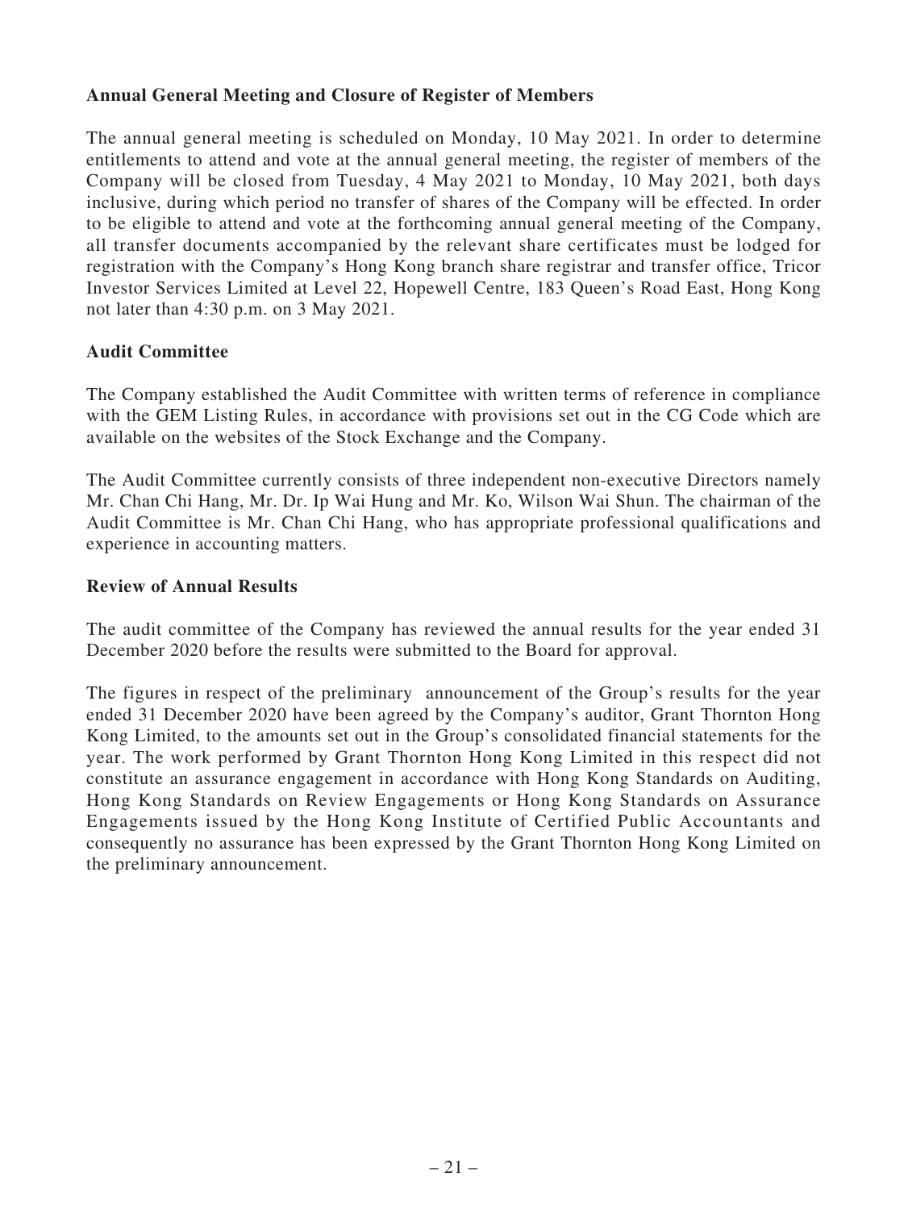**Annual General Meeting and Closure of Register of Members**

The annual general meeting is scheduled on Monday, 10 May 2021. In order to determine entitlements to attend and vote at the annual general meeting, the register of members of the Company will be closed from Tuesday, 4 May 2021 to Monday, 10 May 2021, both days inclusive, during which period no transfer of shares of the Company will be effected. In order to be eligible to attend and vote at the forthcoming annual general meeting of the Company, all transfer documents accompanied by the relevant share certificates must be lodged for registration with the Company's Hong Kong branch share registrar and transfer office, Tricor Investor Services Limited at Level 22, Hopewell Centre, 183 Queen's Road East, Hong Kong not later than 4:30 p.m. on 3 May 2021.

**Audit Committee**

The Company established the Audit Committee with written terms of reference in compliance with the GEM Listing Rules, in accordance with provisions set out in the CG Code which are available on the websites of the Stock Exchange and the Company.

The Audit Committee currently consists of three independent non-executive Directors namely Mr. Chan Chi Hang, Mr. Dr. Ip Wai Hung and Mr. Ko, Wilson Wai Shun. The chairman of the Audit Committee is Mr. Chan Chi Hang, who has appropriate professional qualifications and experience in accounting matters.

**Review of Annual Results**

The audit committee of the Company has reviewed the annual results for the year ended 31 December 2020 before the results were submitted to the Board for approval.

The figures in respect of the preliminary announcement of the Group's results for the year ended 31 December 2020 have been agreed by the Company's auditor, Grant Thornton Hong Kong Limited, to the amounts set out in the Group's consolidated financial statements for the year. The work performed by Grant Thornton Hong Kong Limited in this respect did not constitute an assurance engagement in accordance with Hong Kong Standards on Auditing, Hong Kong Standards on Review Engagements or Hong Kong Standards on Assurance Engagements issued by the Hong Kong Institute of Certified Public Accountants and consequently no assurance has been expressed by the Grant Thornton Hong Kong Limited on the preliminary announcement.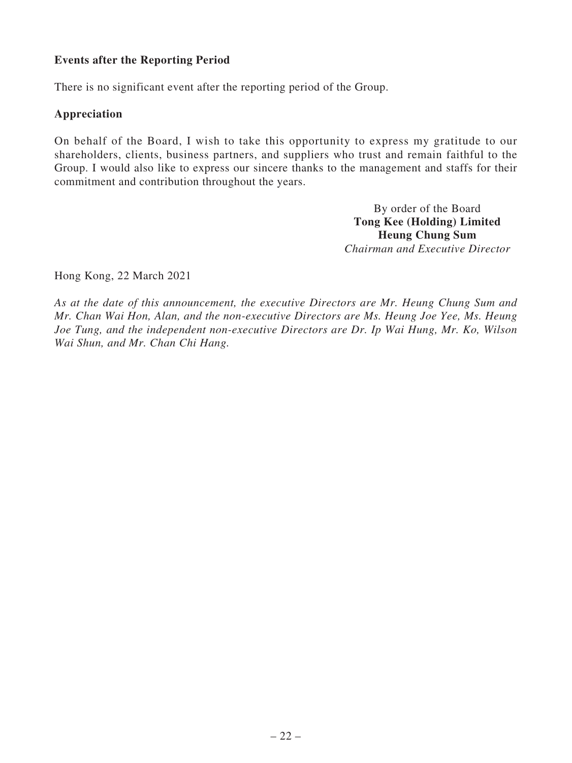**Events after the Reporting Period**

There is no significant event after the reporting period of the Group.

**Appreciation**

On behalf of the Board, I wish to take this opportunity to express my gratitude to our shareholders, clients, business partners, and suppliers who trust and remain faithful to the Group. I would also like to express our sincere thanks to the management and staffs for their commitment and contribution throughout the years.

By order of the Board
**Tong Kee (Holding) Limited**
**Heung Chung Sum**
*Chairman and Executive Director*

Hong Kong, 22 March 2021

*As at the date of this announcement, the executive Directors are Mr. Heung Chung Sum and Mr. Chan Wai Hon, Alan, and the non-executive Directors are Ms. Heung Joe Yee, Ms. Heung Joe Tung, and the independent non-executive Directors are Dr. Ip Wai Hung, Mr. Ko, Wilson Wai Shun, and Mr. Chan Chi Hang.*